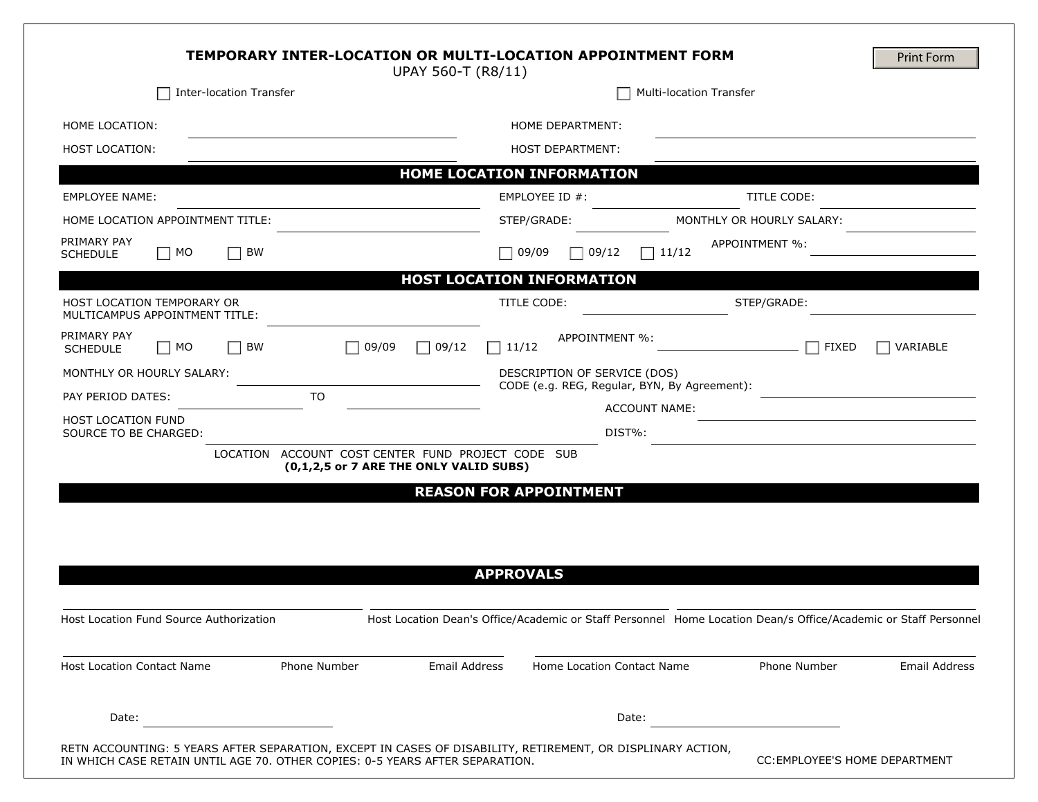# TEMPORARY INTER-LOCATION OR MULTI-LOCATION APPOINTMENT FORM

UPAY 560-T (R8/11)

Print Form

☐ Inter-location Transfer ☐ Multi-location Transfer

HOME LOCATION: ______________________ HOME DEPARTMENT: ______________________

HOST LOCATION: ______________________ HOST DEPARTMENT: ______________________

## HOME LOCATION INFORMATION

EMPLOYEE NAME: ______________________ EMPLOYEE ID #: ____________ TITLE CODE: ____________

HOME LOCATION APPOINTMENT TITLE: ______________________ STEP/GRADE: ____________ MONTHLY OR HOURLY SALARY: ____________

PRIMARY PAY SCHEDULE ☐ MO ☐ BW ☐ 09/09 ☐ 09/12 ☐ 11/12 APPOINTMENT %: ____________

## HOST LOCATION INFORMATION

HOST LOCATION TEMPORARY OR MULTICAMPUS APPOINTMENT TITLE: ______________________ TITLE CODE: ____________ STEP/GRADE: ____________

PRIMARY PAY SCHEDULE ☐ MO ☐ BW ☐ 09/09 ☐ 09/12 ☐ 11/12 APPOINTMENT %: ____________ ☐ FIXED ☐ VARIABLE

MONTHLY OR HOURLY SALARY: ______________________

DESCRIPTION OF SERVICE (DOS) CODE (e.g. REG, Regular, BYN, By Agreement): ____________

PAY PERIOD DATES: ____________ TO ____________

ACCOUNT NAME: ____________

HOST LOCATION FUND SOURCE TO BE CHARGED: ______________________ DIST%: ____________

LOCATION ACCOUNT COST CENTER FUND PROJECT CODE SUB
**(0,1,2,5 or 7 ARE THE ONLY VALID SUBS)**

## REASON FOR APPOINTMENT

## APPROVALS

______________________ Host Location Fund Source Authorization

______________________ Host Location Dean's Office/Academic or Staff Personnel

______________________ Home Location Dean/s Office/Academic or Staff Personnel

Host Location Contact Name Phone Number Email Address

Home Location Contact Name Phone Number Email Address

Date: ____________ Date: ____________

RETN ACCOUNTING: 5 YEARS AFTER SEPARATION, EXCEPT IN CASES OF DISABILITY, RETIREMENT, OR DISPLINARY ACTION, IN WHICH CASE RETAIN UNTIL AGE 70. OTHER COPIES: 0-5 YEARS AFTER SEPARATION.

CC:EMPLOYEE'S HOME DEPARTMENT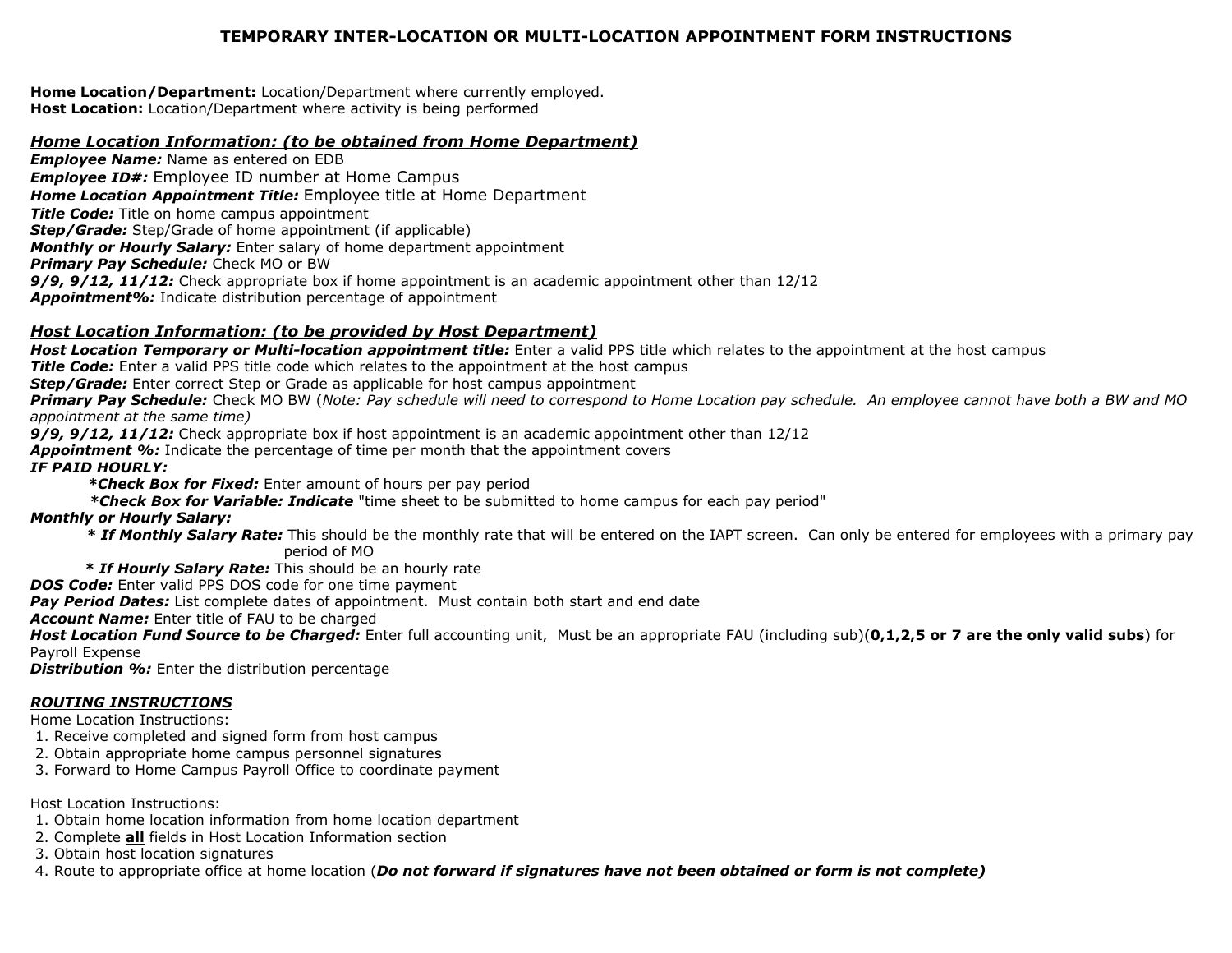# TEMPORARY INTER-LOCATION OR MULTI-LOCATION APPOINTMENT FORM INSTRUCTIONS

**Home Location/Department:** Location/Department where currently employed.
**Host Location:** Location/Department where activity is being performed

## ***Home Location Information: (to be obtained from Home Department)***

***Employee Name:*** Name as entered on EDB
***Employee ID#:*** Employee ID number at Home Campus
***Home Location Appointment Title:*** Employee title at Home Department
***Title Code:*** Title on home campus appointment
***Step/Grade:*** Step/Grade of home appointment (if applicable)
***Monthly or Hourly Salary:*** Enter salary of home department appointment
***Primary Pay Schedule:*** Check MO or BW
***9/9, 9/12, 11/12:*** Check appropriate box if home appointment is an academic appointment other than 12/12
***Appointment%:*** Indicate distribution percentage of appointment

## ***Host Location Information: (to be provided by Host Department)***

***Host Location Temporary or Multi-location appointment title:*** Enter a valid PPS title which relates to the appointment at the host campus
***Title Code:*** Enter a valid PPS title code which relates to the appointment at the host campus
***Step/Grade:*** Enter correct Step or Grade as applicable for host campus appointment
***Primary Pay Schedule:*** Check MO BW (*Note: Pay schedule will need to correspond to Home Location pay schedule. An employee cannot have both a BW and MO appointment at the same time)*
***9/9, 9/12, 11/12:*** Check appropriate box if host appointment is an academic appointment other than 12/12
***Appointment %:*** Indicate the percentage of time per month that the appointment covers
***IF PAID HOURLY:***

- ****Check Box for Fixed:*** Enter amount of hours per pay period
- ****Check Box for Variable: Indicate*** "time sheet to be submitted to home campus for each pay period"

***Monthly or Hourly Salary:***

- ***\* If Monthly Salary Rate:*** This should be the monthly rate that will be entered on the IAPT screen. Can only be entered for employees with a primary pay period of MO
- ***\* If Hourly Salary Rate:*** This should be an hourly rate

***DOS Code:*** Enter valid PPS DOS code for one time payment
***Pay Period Dates:*** List complete dates of appointment. Must contain both start and end date
***Account Name:*** Enter title of FAU to be charged
***Host Location Fund Source to be Charged:*** Enter full accounting unit, Must be an appropriate FAU (including sub)(**0,1,2,5 or 7 are the only valid subs**) for Payroll Expense
***Distribution %:*** Enter the distribution percentage

## ***ROUTING INSTRUCTIONS***

Home Location Instructions:

1. Receive completed and signed form from host campus
2. Obtain appropriate home campus personnel signatures
3. Forward to Home Campus Payroll Office to coordinate payment

Host Location Instructions:

1. Obtain home location information from home location department
2. Complete **all** fields in Host Location Information section
3. Obtain host location signatures
4. Route to appropriate office at home location (***Do not forward if signatures have not been obtained or form is not complete)***